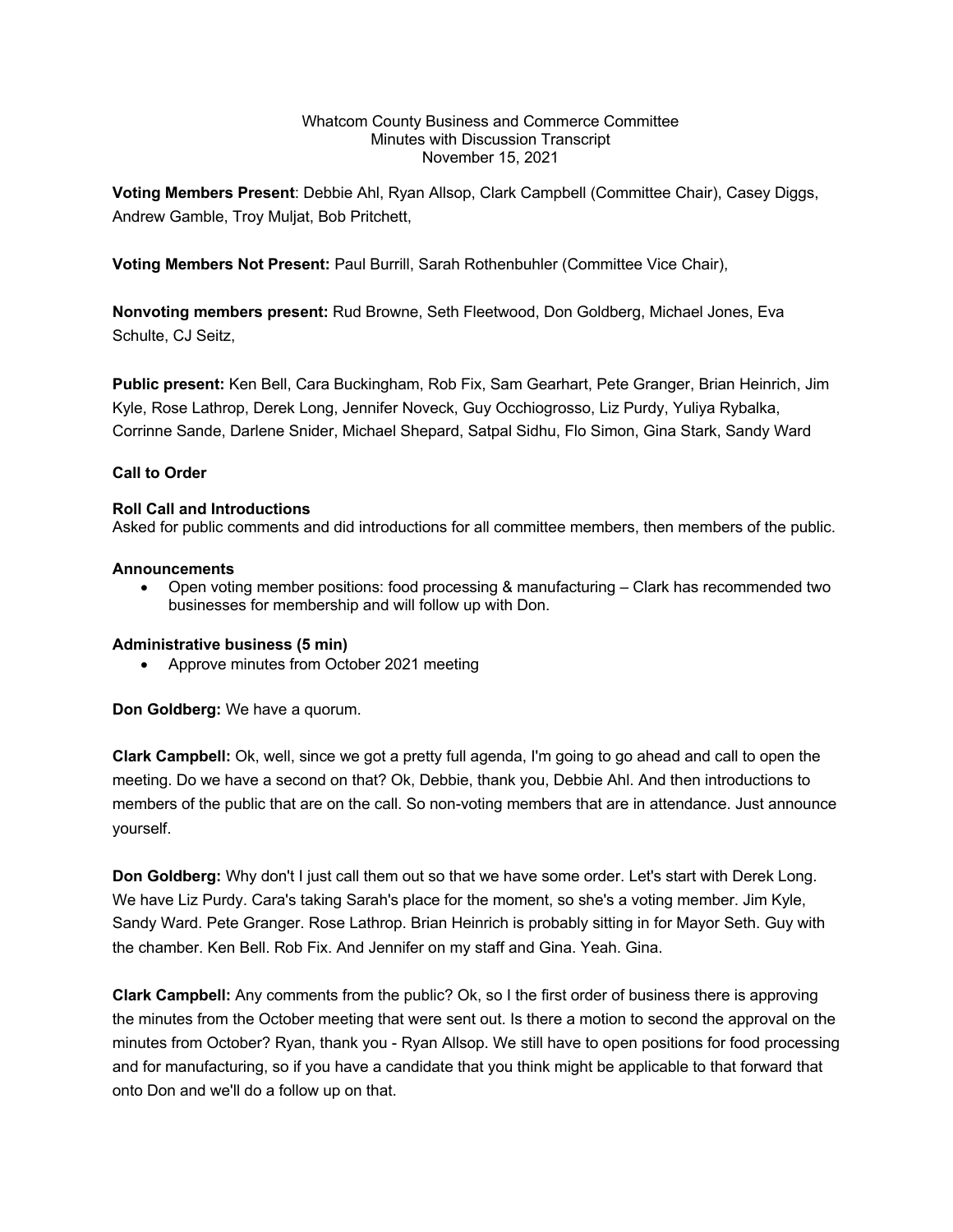Whatcom County Business and Commerce Committee
Minutes with Discussion Transcript
November 15, 2021

**Voting Members Present**: Debbie Ahl, Ryan Allsop, Clark Campbell (Committee Chair), Casey Diggs, Andrew Gamble, Troy Muljat, Bob Pritchett,

**Voting Members Not Present:** Paul Burrill, Sarah Rothenbuhler (Committee Vice Chair),

**Nonvoting members present:** Rud Browne, Seth Fleetwood, Don Goldberg, Michael Jones, Eva Schulte, CJ Seitz,

**Public present:** Ken Bell, Cara Buckingham, Rob Fix, Sam Gearhart, Pete Granger, Brian Heinrich, Jim Kyle, Rose Lathrop, Derek Long, Jennifer Noveck, Guy Occhiogrosso, Liz Purdy, Yuliya Rybalka, Corrinne Sande, Darlene Snider, Michael Shepard, Satpal Sidhu, Flo Simon, Gina Stark, Sandy Ward

**Call to Order**

**Roll Call and Introductions**
Asked for public comments and did introductions for all committee members, then members of the public.

**Announcements**

- Open voting member positions: food processing & manufacturing – Clark has recommended two businesses for membership and will follow up with Don.

**Administrative business (5 min)**

- Approve minutes from October 2021 meeting

**Don Goldberg:** We have a quorum.

**Clark Campbell:** Ok, well, since we got a pretty full agenda, I'm going to go ahead and call to open the meeting. Do we have a second on that? Ok, Debbie, thank you, Debbie Ahl. And then introductions to members of the public that are on the call. So non-voting members that are in attendance. Just announce yourself.

**Don Goldberg:** Why don't I just call them out so that we have some order. Let's start with Derek Long. We have Liz Purdy. Cara's taking Sarah's place for the moment, so she's a voting member. Jim Kyle, Sandy Ward. Pete Granger. Rose Lathrop. Brian Heinrich is probably sitting in for Mayor Seth. Guy with the chamber. Ken Bell. Rob Fix. And Jennifer on my staff and Gina. Yeah. Gina.

**Clark Campbell:** Any comments from the public? Ok, so I the first order of business there is approving the minutes from the October meeting that were sent out. Is there a motion to second the approval on the minutes from October? Ryan, thank you - Ryan Allsop. We still have to open positions for food processing and for manufacturing, so if you have a candidate that you think might be applicable to that forward that onto Don and we'll do a follow up on that.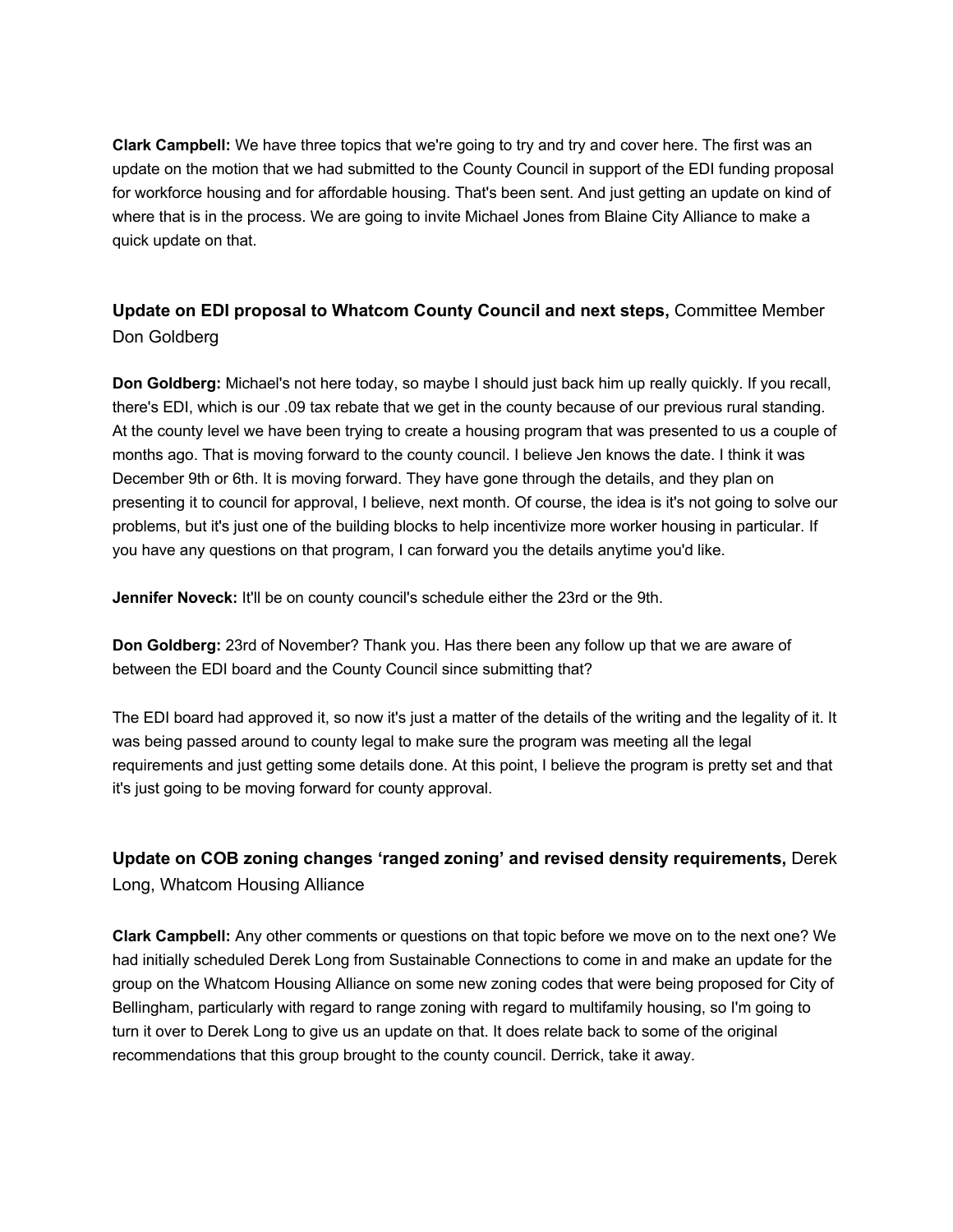**Clark Campbell:** We have three topics that we're going to try and try and cover here. The first was an update on the motion that we had submitted to the County Council in support of the EDI funding proposal for workforce housing and for affordable housing. That's been sent. And just getting an update on kind of where that is in the process. We are going to invite Michael Jones from Blaine City Alliance to make a quick update on that.

### **Update on EDI proposal to Whatcom County Council and next steps,** Committee Member Don Goldberg

**Don Goldberg:** Michael's not here today, so maybe I should just back him up really quickly. If you recall, there's EDI, which is our .09 tax rebate that we get in the county because of our previous rural standing. At the county level we have been trying to create a housing program that was presented to us a couple of months ago. That is moving forward to the county council. I believe Jen knows the date. I think it was December 9th or 6th. It is moving forward. They have gone through the details, and they plan on presenting it to council for approval, I believe, next month. Of course, the idea is it's not going to solve our problems, but it's just one of the building blocks to help incentivize more worker housing in particular. If you have any questions on that program, I can forward you the details anytime you'd like.

**Jennifer Noveck:** It'll be on county council's schedule either the 23rd or the 9th.

**Don Goldberg:** 23rd of November? Thank you. Has there been any follow up that we are aware of between the EDI board and the County Council since submitting that?

The EDI board had approved it, so now it's just a matter of the details of the writing and the legality of it. It was being passed around to county legal to make sure the program was meeting all the legal requirements and just getting some details done. At this point, I believe the program is pretty set and that it's just going to be moving forward for county approval.

### **Update on COB zoning changes 'ranged zoning' and revised density requirements,** Derek Long, Whatcom Housing Alliance

**Clark Campbell:** Any other comments or questions on that topic before we move on to the next one? We had initially scheduled Derek Long from Sustainable Connections to come in and make an update for the group on the Whatcom Housing Alliance on some new zoning codes that were being proposed for City of Bellingham, particularly with regard to range zoning with regard to multifamily housing, so I'm going to turn it over to Derek Long to give us an update on that. It does relate back to some of the original recommendations that this group brought to the county council. Derrick, take it away.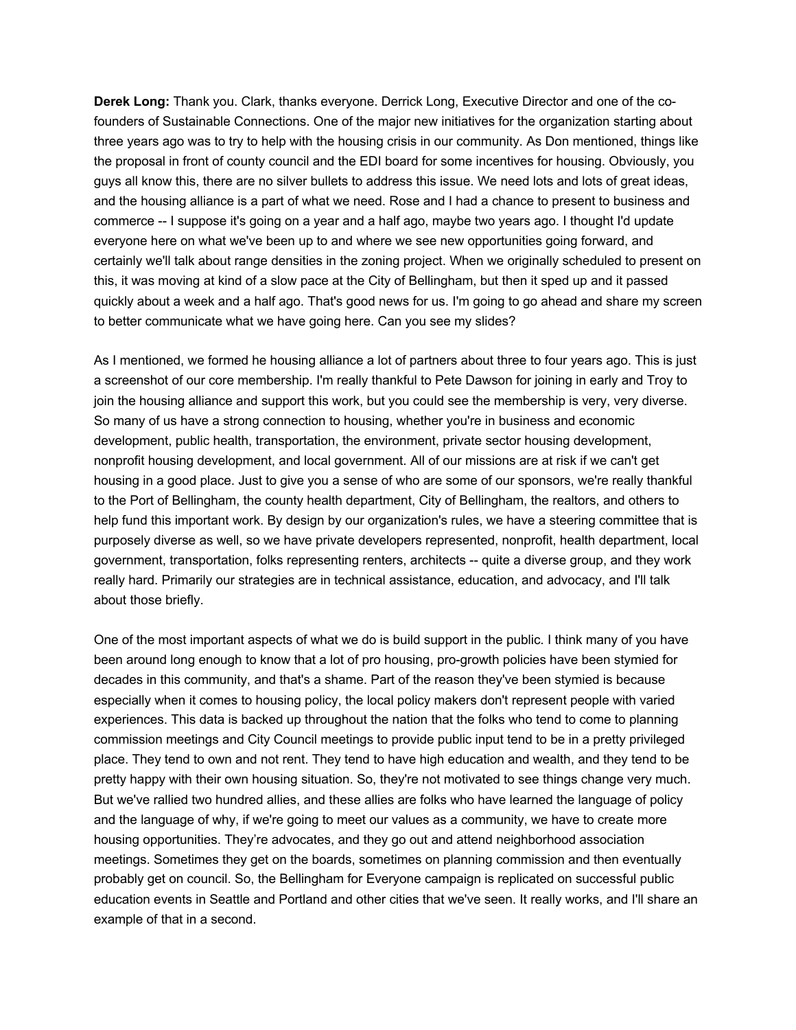**Derek Long:** Thank you. Clark, thanks everyone. Derrick Long, Executive Director and one of the co-founders of Sustainable Connections. One of the major new initiatives for the organization starting about three years ago was to try to help with the housing crisis in our community. As Don mentioned, things like the proposal in front of county council and the EDI board for some incentives for housing. Obviously, you guys all know this, there are no silver bullets to address this issue. We need lots and lots of great ideas, and the housing alliance is a part of what we need. Rose and I had a chance to present to business and commerce -- I suppose it's going on a year and a half ago, maybe two years ago. I thought I'd update everyone here on what we've been up to and where we see new opportunities going forward, and certainly we'll talk about range densities in the zoning project. When we originally scheduled to present on this, it was moving at kind of a slow pace at the City of Bellingham, but then it sped up and it passed quickly about a week and a half ago. That's good news for us. I'm going to go ahead and share my screen to better communicate what we have going here. Can you see my slides?

As I mentioned, we formed he housing alliance a lot of partners about three to four years ago. This is just a screenshot of our core membership. I'm really thankful to Pete Dawson for joining in early and Troy to join the housing alliance and support this work, but you could see the membership is very, very diverse. So many of us have a strong connection to housing, whether you're in business and economic development, public health, transportation, the environment, private sector housing development, nonprofit housing development, and local government. All of our missions are at risk if we can't get housing in a good place. Just to give you a sense of who are some of our sponsors, we're really thankful to the Port of Bellingham, the county health department, City of Bellingham, the realtors, and others to help fund this important work. By design by our organization's rules, we have a steering committee that is purposely diverse as well, so we have private developers represented, nonprofit, health department, local government, transportation, folks representing renters, architects -- quite a diverse group, and they work really hard. Primarily our strategies are in technical assistance, education, and advocacy, and I'll talk about those briefly.

One of the most important aspects of what we do is build support in the public. I think many of you have been around long enough to know that a lot of pro housing, pro-growth policies have been stymied for decades in this community, and that's a shame. Part of the reason they've been stymied is because especially when it comes to housing policy, the local policy makers don't represent people with varied experiences. This data is backed up throughout the nation that the folks who tend to come to planning commission meetings and City Council meetings to provide public input tend to be in a pretty privileged place. They tend to own and not rent. They tend to have high education and wealth, and they tend to be pretty happy with their own housing situation. So, they're not motivated to see things change very much. But we've rallied two hundred allies, and these allies are folks who have learned the language of policy and the language of why, if we're going to meet our values as a community, we have to create more housing opportunities. They're advocates, and they go out and attend neighborhood association meetings. Sometimes they get on the boards, sometimes on planning commission and then eventually probably get on council. So, the Bellingham for Everyone campaign is replicated on successful public education events in Seattle and Portland and other cities that we've seen. It really works, and I'll share an example of that in a second.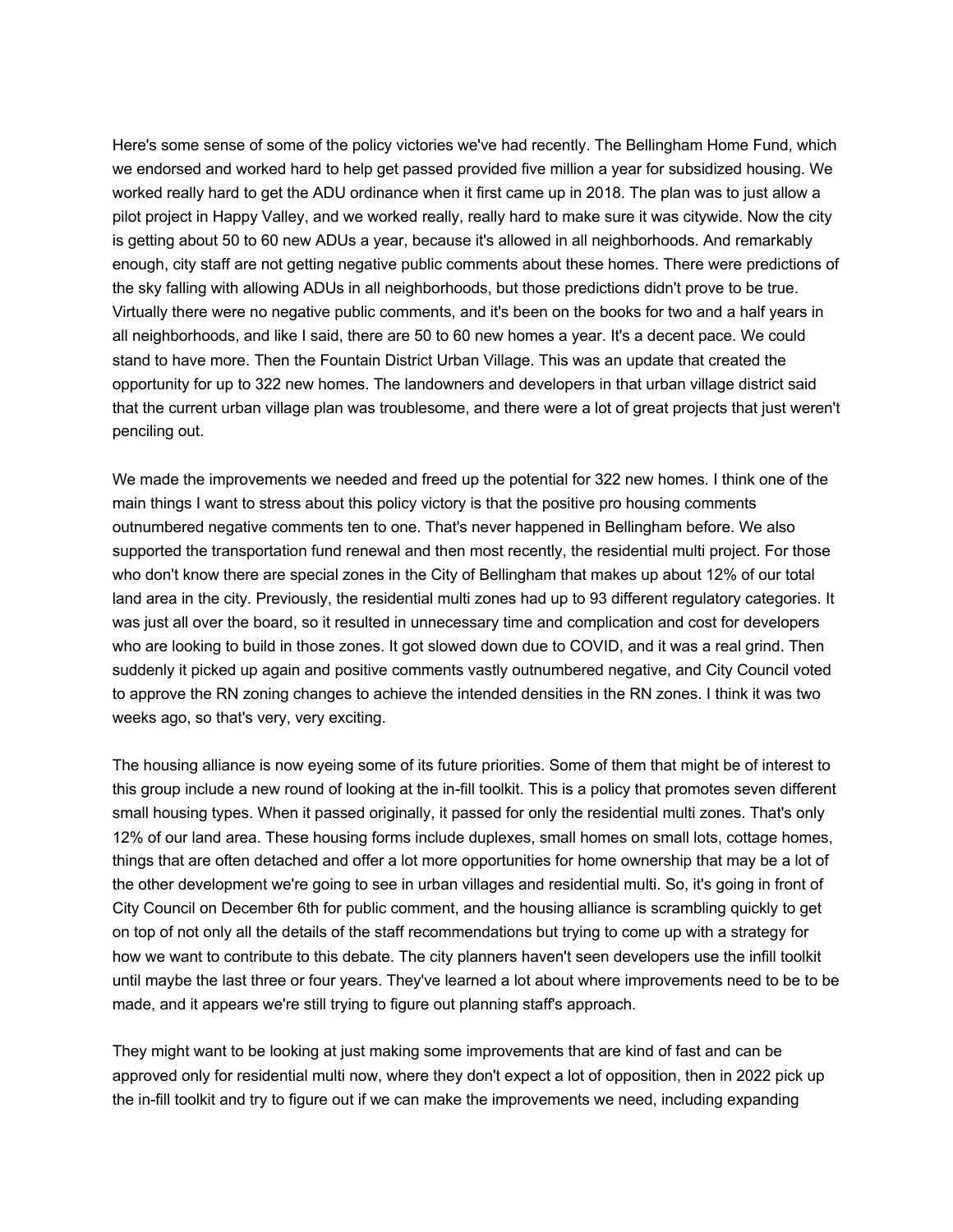Here's some sense of some of the policy victories we've had recently. The Bellingham Home Fund, which we endorsed and worked hard to help get passed provided five million a year for subsidized housing. We worked really hard to get the ADU ordinance when it first came up in 2018. The plan was to just allow a pilot project in Happy Valley, and we worked really, really hard to make sure it was citywide. Now the city is getting about 50 to 60 new ADUs a year, because it's allowed in all neighborhoods. And remarkably enough, city staff are not getting negative public comments about these homes. There were predictions of the sky falling with allowing ADUs in all neighborhoods, but those predictions didn't prove to be true. Virtually there were no negative public comments, and it's been on the books for two and a half years in all neighborhoods, and like I said, there are 50 to 60 new homes a year. It's a decent pace. We could stand to have more. Then the Fountain District Urban Village. This was an update that created the opportunity for up to 322 new homes. The landowners and developers in that urban village district said that the current urban village plan was troublesome, and there were a lot of great projects that just weren't penciling out.

We made the improvements we needed and freed up the potential for 322 new homes. I think one of the main things I want to stress about this policy victory is that the positive pro housing comments outnumbered negative comments ten to one. That's never happened in Bellingham before. We also supported the transportation fund renewal and then most recently, the residential multi project. For those who don't know there are special zones in the City of Bellingham that makes up about 12% of our total land area in the city. Previously, the residential multi zones had up to 93 different regulatory categories. It was just all over the board, so it resulted in unnecessary time and complication and cost for developers who are looking to build in those zones. It got slowed down due to COVID, and it was a real grind. Then suddenly it picked up again and positive comments vastly outnumbered negative, and City Council voted to approve the RN zoning changes to achieve the intended densities in the RN zones. I think it was two weeks ago, so that's very, very exciting.

The housing alliance is now eyeing some of its future priorities. Some of them that might be of interest to this group include a new round of looking at the in-fill toolkit. This is a policy that promotes seven different small housing types. When it passed originally, it passed for only the residential multi zones. That's only 12% of our land area. These housing forms include duplexes, small homes on small lots, cottage homes, things that are often detached and offer a lot more opportunities for home ownership that may be a lot of the other development we're going to see in urban villages and residential multi. So, it's going in front of City Council on December 6th for public comment, and the housing alliance is scrambling quickly to get on top of not only all the details of the staff recommendations but trying to come up with a strategy for how we want to contribute to this debate. The city planners haven't seen developers use the infill toolkit until maybe the last three or four years. They've learned a lot about where improvements need to be to be made, and it appears we're still trying to figure out planning staff's approach.

They might want to be looking at just making some improvements that are kind of fast and can be approved only for residential multi now, where they don't expect a lot of opposition, then in 2022 pick up the in-fill toolkit and try to figure out if we can make the improvements we need, including expanding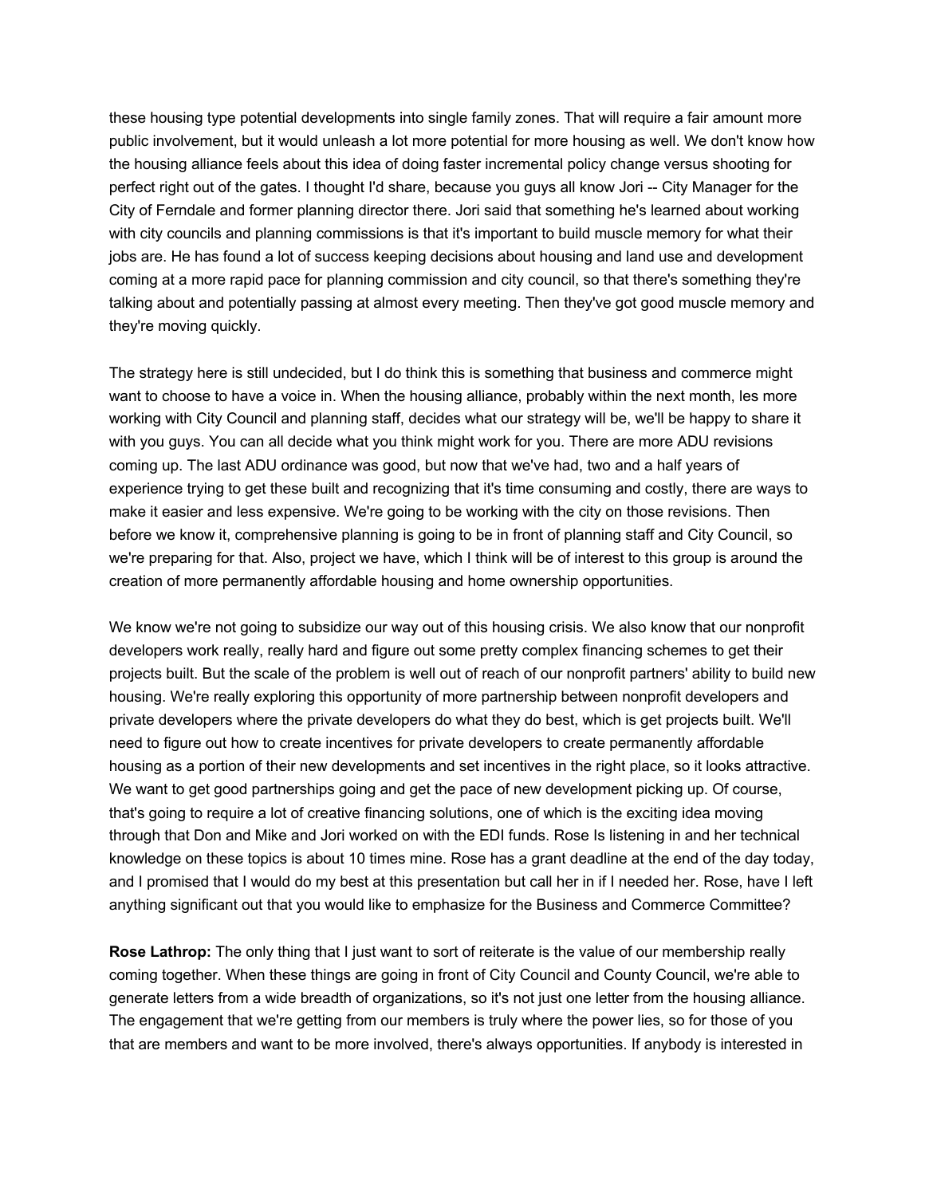these housing type potential developments into single family zones. That will require a fair amount more public involvement, but it would unleash a lot more potential for more housing as well. We don't know how the housing alliance feels about this idea of doing faster incremental policy change versus shooting for perfect right out of the gates. I thought I'd share, because you guys all know Jori -- City Manager for the City of Ferndale and former planning director there. Jori said that something he's learned about working with city councils and planning commissions is that it's important to build muscle memory for what their jobs are. He has found a lot of success keeping decisions about housing and land use and development coming at a more rapid pace for planning commission and city council, so that there's something they're talking about and potentially passing at almost every meeting. Then they've got good muscle memory and they're moving quickly.

The strategy here is still undecided, but I do think this is something that business and commerce might want to choose to have a voice in. When the housing alliance, probably within the next month, les more working with City Council and planning staff, decides what our strategy will be, we'll be happy to share it with you guys. You can all decide what you think might work for you. There are more ADU revisions coming up. The last ADU ordinance was good, but now that we've had, two and a half years of experience trying to get these built and recognizing that it's time consuming and costly, there are ways to make it easier and less expensive. We're going to be working with the city on those revisions. Then before we know it, comprehensive planning is going to be in front of planning staff and City Council, so we're preparing for that. Also, project we have, which I think will be of interest to this group is around the creation of more permanently affordable housing and home ownership opportunities.

We know we're not going to subsidize our way out of this housing crisis. We also know that our nonprofit developers work really, really hard and figure out some pretty complex financing schemes to get their projects built. But the scale of the problem is well out of reach of our nonprofit partners' ability to build new housing. We're really exploring this opportunity of more partnership between nonprofit developers and private developers where the private developers do what they do best, which is get projects built. We'll need to figure out how to create incentives for private developers to create permanently affordable housing as a portion of their new developments and set incentives in the right place, so it looks attractive. We want to get good partnerships going and get the pace of new development picking up. Of course, that's going to require a lot of creative financing solutions, one of which is the exciting idea moving through that Don and Mike and Jori worked on with the EDI funds. Rose Is listening in and her technical knowledge on these topics is about 10 times mine. Rose has a grant deadline at the end of the day today, and I promised that I would do my best at this presentation but call her in if I needed her. Rose, have I left anything significant out that you would like to emphasize for the Business and Commerce Committee?

**Rose Lathrop:** The only thing that I just want to sort of reiterate is the value of our membership really coming together. When these things are going in front of City Council and County Council, we're able to generate letters from a wide breadth of organizations, so it's not just one letter from the housing alliance. The engagement that we're getting from our members is truly where the power lies, so for those of you that are members and want to be more involved, there's always opportunities. If anybody is interested in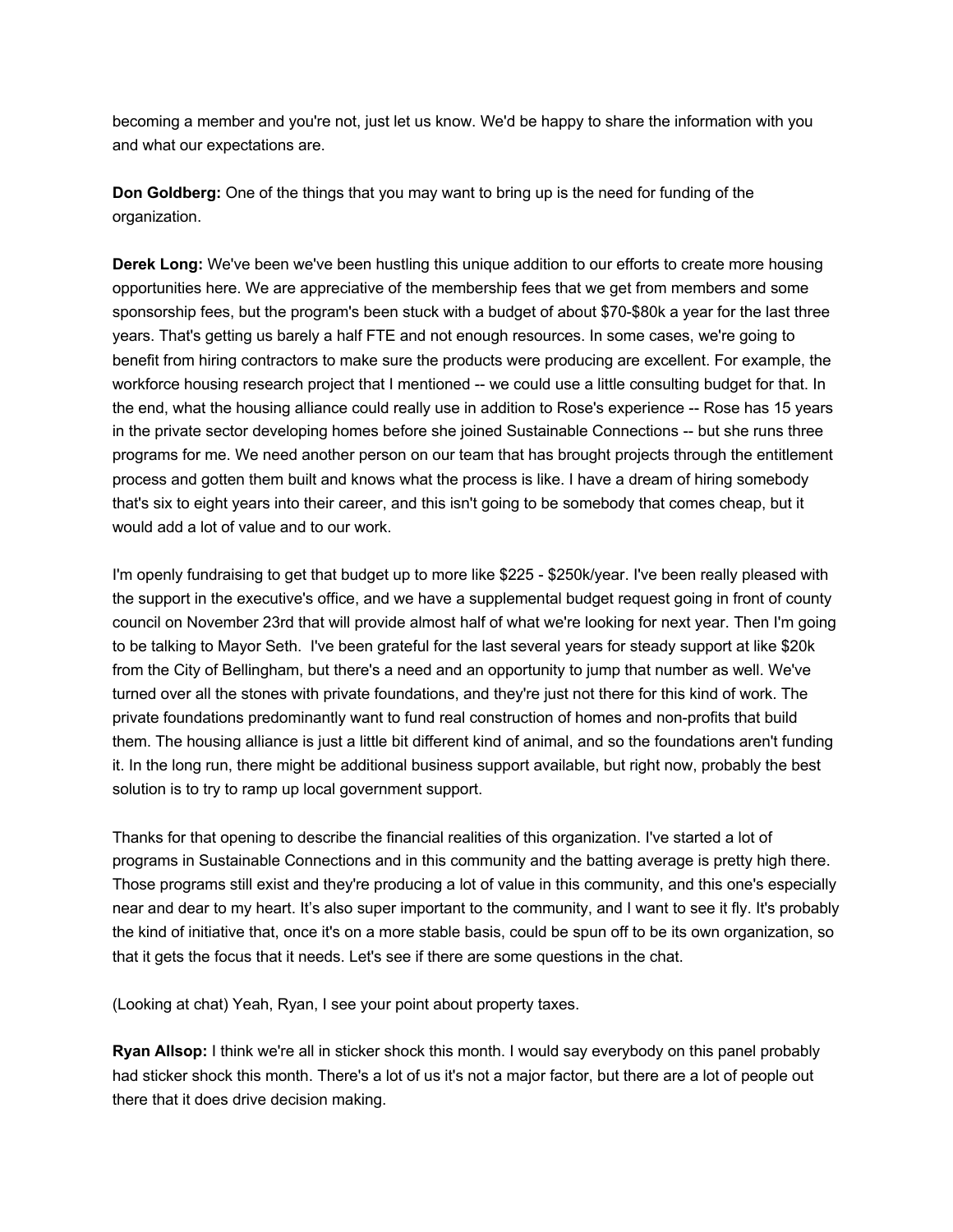becoming a member and you're not, just let us know. We'd be happy to share the information with you and what our expectations are.

**Don Goldberg:** One of the things that you may want to bring up is the need for funding of the organization.

**Derek Long:** We've been we've been hustling this unique addition to our efforts to create more housing opportunities here. We are appreciative of the membership fees that we get from members and some sponsorship fees, but the program's been stuck with a budget of about $70-$80k a year for the last three years. That's getting us barely a half FTE and not enough resources. In some cases, we're going to benefit from hiring contractors to make sure the products were producing are excellent. For example, the workforce housing research project that I mentioned -- we could use a little consulting budget for that. In the end, what the housing alliance could really use in addition to Rose's experience -- Rose has 15 years in the private sector developing homes before she joined Sustainable Connections -- but she runs three programs for me. We need another person on our team that has brought projects through the entitlement process and gotten them built and knows what the process is like. I have a dream of hiring somebody that's six to eight years into their career, and this isn't going to be somebody that comes cheap, but it would add a lot of value and to our work.

I'm openly fundraising to get that budget up to more like $225 - $250k/year. I've been really pleased with the support in the executive's office, and we have a supplemental budget request going in front of county council on November 23rd that will provide almost half of what we're looking for next year. Then I'm going to be talking to Mayor Seth. I've been grateful for the last several years for steady support at like $20k from the City of Bellingham, but there's a need and an opportunity to jump that number as well. We've turned over all the stones with private foundations, and they're just not there for this kind of work. The private foundations predominantly want to fund real construction of homes and non-profits that build them. The housing alliance is just a little bit different kind of animal, and so the foundations aren't funding it. In the long run, there might be additional business support available, but right now, probably the best solution is to try to ramp up local government support.

Thanks for that opening to describe the financial realities of this organization. I've started a lot of programs in Sustainable Connections and in this community and the batting average is pretty high there. Those programs still exist and they're producing a lot of value in this community, and this one's especially near and dear to my heart. It's also super important to the community, and I want to see it fly. It's probably the kind of initiative that, once it's on a more stable basis, could be spun off to be its own organization, so that it gets the focus that it needs. Let's see if there are some questions in the chat.

(Looking at chat) Yeah, Ryan, I see your point about property taxes.

**Ryan Allsop:** I think we're all in sticker shock this month. I would say everybody on this panel probably had sticker shock this month. There's a lot of us it's not a major factor, but there are a lot of people out there that it does drive decision making.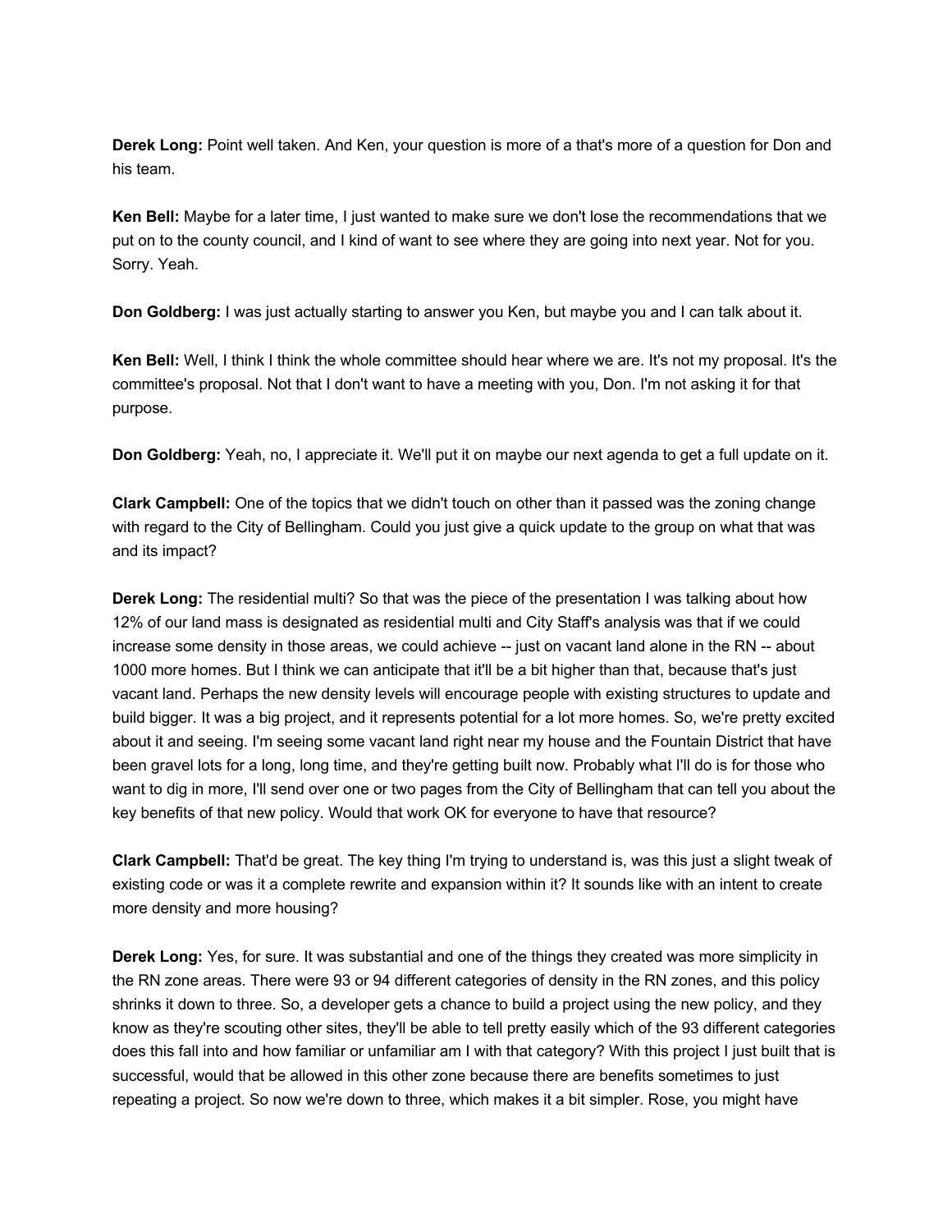**Derek Long:** Point well taken. And Ken, your question is more of a that's more of a question for Don and his team.

**Ken Bell:** Maybe for a later time, I just wanted to make sure we don't lose the recommendations that we put on to the county council, and I kind of want to see where they are going into next year. Not for you. Sorry. Yeah.

**Don Goldberg:** I was just actually starting to answer you Ken, but maybe you and I can talk about it.

**Ken Bell:** Well, I think I think the whole committee should hear where we are. It's not my proposal. It's the committee's proposal. Not that I don't want to have a meeting with you, Don. I'm not asking it for that purpose.

**Don Goldberg:** Yeah, no, I appreciate it. We'll put it on maybe our next agenda to get a full update on it.

**Clark Campbell:** One of the topics that we didn't touch on other than it passed was the zoning change with regard to the City of Bellingham. Could you just give a quick update to the group on what that was and its impact?

**Derek Long:** The residential multi? So that was the piece of the presentation I was talking about how 12% of our land mass is designated as residential multi and City Staff's analysis was that if we could increase some density in those areas, we could achieve -- just on vacant land alone in the RN -- about 1000 more homes. But I think we can anticipate that it'll be a bit higher than that, because that's just vacant land. Perhaps the new density levels will encourage people with existing structures to update and build bigger. It was a big project, and it represents potential for a lot more homes. So, we're pretty excited about it and seeing. I'm seeing some vacant land right near my house and the Fountain District that have been gravel lots for a long, long time, and they're getting built now. Probably what I'll do is for those who want to dig in more, I'll send over one or two pages from the City of Bellingham that can tell you about the key benefits of that new policy. Would that work OK for everyone to have that resource?

**Clark Campbell:** That'd be great. The key thing I'm trying to understand is, was this just a slight tweak of existing code or was it a complete rewrite and expansion within it? It sounds like with an intent to create more density and more housing?

**Derek Long:** Yes, for sure. It was substantial and one of the things they created was more simplicity in the RN zone areas. There were 93 or 94 different categories of density in the RN zones, and this policy shrinks it down to three. So, a developer gets a chance to build a project using the new policy, and they know as they're scouting other sites, they'll be able to tell pretty easily which of the 93 different categories does this fall into and how familiar or unfamiliar am I with that category? With this project I just built that is successful, would that be allowed in this other zone because there are benefits sometimes to just repeating a project. So now we're down to three, which makes it a bit simpler. Rose, you might have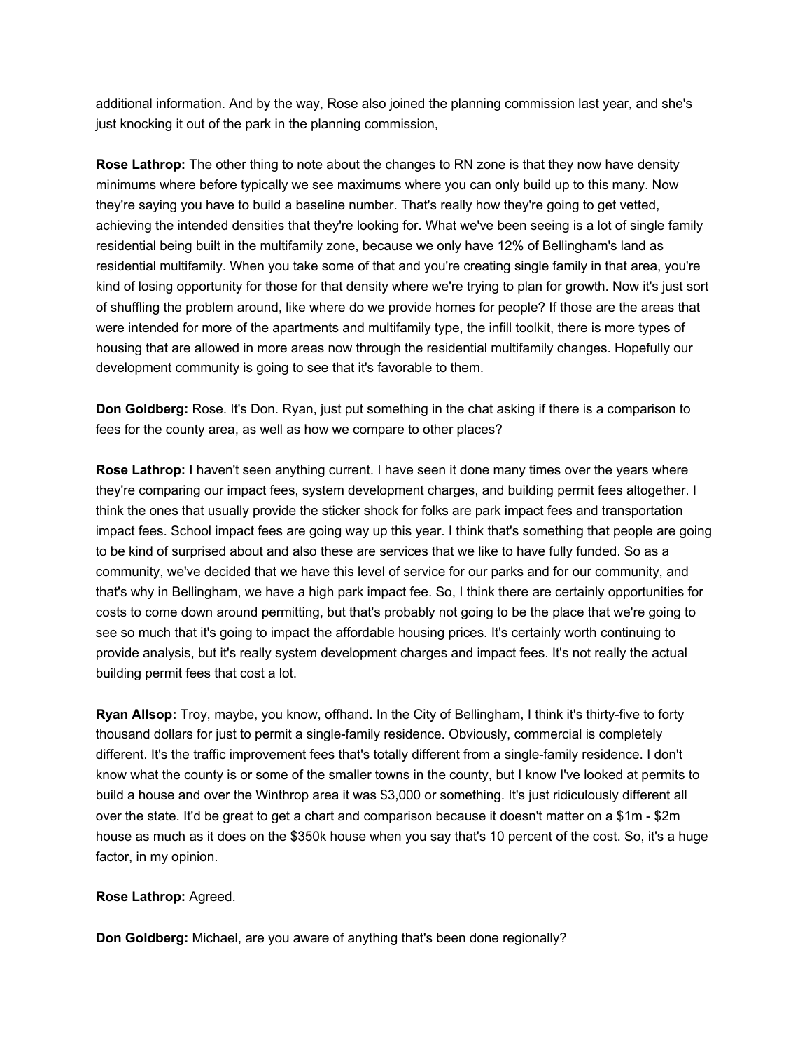additional information. And by the way, Rose also joined the planning commission last year, and she's just knocking it out of the park in the planning commission,

**Rose Lathrop:** The other thing to note about the changes to RN zone is that they now have density minimums where before typically we see maximums where you can only build up to this many. Now they're saying you have to build a baseline number. That's really how they're going to get vetted, achieving the intended densities that they're looking for. What we've been seeing is a lot of single family residential being built in the multifamily zone, because we only have 12% of Bellingham's land as residential multifamily. When you take some of that and you're creating single family in that area, you're kind of losing opportunity for those for that density where we're trying to plan for growth. Now it's just sort of shuffling the problem around, like where do we provide homes for people? If those are the areas that were intended for more of the apartments and multifamily type, the infill toolkit, there is more types of housing that are allowed in more areas now through the residential multifamily changes. Hopefully our development community is going to see that it's favorable to them.

**Don Goldberg:** Rose. It's Don. Ryan, just put something in the chat asking if there is a comparison to fees for the county area, as well as how we compare to other places?

**Rose Lathrop:** I haven't seen anything current. I have seen it done many times over the years where they're comparing our impact fees, system development charges, and building permit fees altogether. I think the ones that usually provide the sticker shock for folks are park impact fees and transportation impact fees. School impact fees are going way up this year. I think that's something that people are going to be kind of surprised about and also these are services that we like to have fully funded. So as a community, we've decided that we have this level of service for our parks and for our community, and that's why in Bellingham, we have a high park impact fee. So, I think there are certainly opportunities for costs to come down around permitting, but that's probably not going to be the place that we're going to see so much that it's going to impact the affordable housing prices. It's certainly worth continuing to provide analysis, but it's really system development charges and impact fees. It's not really the actual building permit fees that cost a lot.

**Ryan Allsop:** Troy, maybe, you know, offhand. In the City of Bellingham, I think it's thirty-five to forty thousand dollars for just to permit a single-family residence. Obviously, commercial is completely different. It's the traffic improvement fees that's totally different from a single-family residence. I don't know what the county is or some of the smaller towns in the county, but I know I've looked at permits to build a house and over the Winthrop area it was $3,000 or something. It's just ridiculously different all over the state. It'd be great to get a chart and comparison because it doesn't matter on a $1m - $2m house as much as it does on the $350k house when you say that's 10 percent of the cost. So, it's a huge factor, in my opinion.

**Rose Lathrop:** Agreed.

**Don Goldberg:** Michael, are you aware of anything that's been done regionally?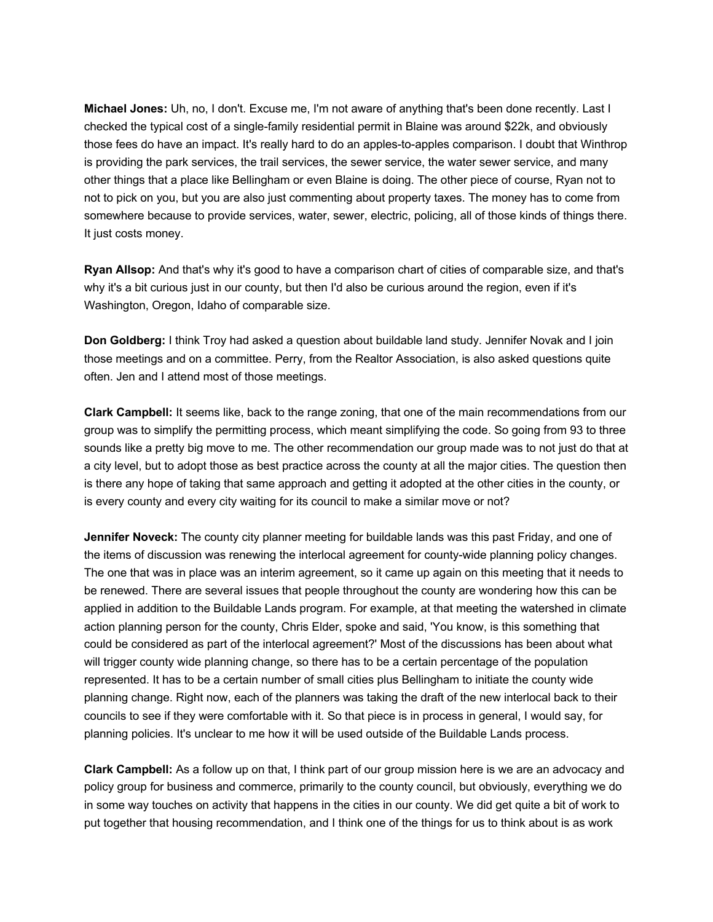**Michael Jones:** Uh, no, I don't. Excuse me, I'm not aware of anything that's been done recently. Last I checked the typical cost of a single-family residential permit in Blaine was around $22k, and obviously those fees do have an impact. It's really hard to do an apples-to-apples comparison. I doubt that Winthrop is providing the park services, the trail services, the sewer service, the water sewer service, and many other things that a place like Bellingham or even Blaine is doing. The other piece of course, Ryan not to not to pick on you, but you are also just commenting about property taxes. The money has to come from somewhere because to provide services, water, sewer, electric, policing, all of those kinds of things there. It just costs money.

**Ryan Allsop:** And that's why it's good to have a comparison chart of cities of comparable size, and that's why it's a bit curious just in our county, but then I'd also be curious around the region, even if it's Washington, Oregon, Idaho of comparable size.

**Don Goldberg:** I think Troy had asked a question about buildable land study. Jennifer Novak and I join those meetings and on a committee. Perry, from the Realtor Association, is also asked questions quite often. Jen and I attend most of those meetings.

**Clark Campbell:** It seems like, back to the range zoning, that one of the main recommendations from our group was to simplify the permitting process, which meant simplifying the code. So going from 93 to three sounds like a pretty big move to me. The other recommendation our group made was to not just do that at a city level, but to adopt those as best practice across the county at all the major cities. The question then is there any hope of taking that same approach and getting it adopted at the other cities in the county, or is every county and every city waiting for its council to make a similar move or not?

**Jennifer Noveck:** The county city planner meeting for buildable lands was this past Friday, and one of the items of discussion was renewing the interlocal agreement for county-wide planning policy changes. The one that was in place was an interim agreement, so it came up again on this meeting that it needs to be renewed. There are several issues that people throughout the county are wondering how this can be applied in addition to the Buildable Lands program. For example, at that meeting the watershed in climate action planning person for the county, Chris Elder, spoke and said, 'You know, is this something that could be considered as part of the interlocal agreement?' Most of the discussions has been about what will trigger county wide planning change, so there has to be a certain percentage of the population represented. It has to be a certain number of small cities plus Bellingham to initiate the county wide planning change. Right now, each of the planners was taking the draft of the new interlocal back to their councils to see if they were comfortable with it. So that piece is in process in general, I would say, for planning policies. It's unclear to me how it will be used outside of the Buildable Lands process.

**Clark Campbell:** As a follow up on that, I think part of our group mission here is we are an advocacy and policy group for business and commerce, primarily to the county council, but obviously, everything we do in some way touches on activity that happens in the cities in our county. We did get quite a bit of work to put together that housing recommendation, and I think one of the things for us to think about is as work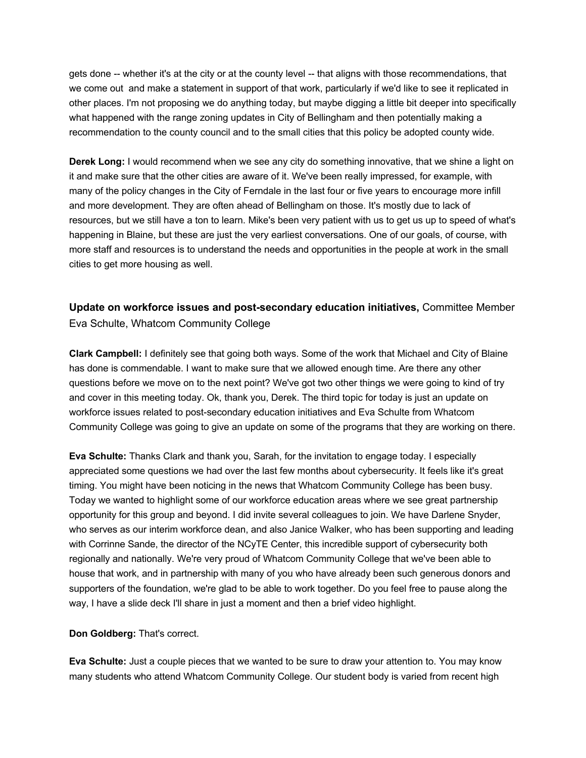gets done -- whether it's at the city or at the county level -- that aligns with those recommendations, that we come out  and make a statement in support of that work, particularly if we'd like to see it replicated in other places. I'm not proposing we do anything today, but maybe digging a little bit deeper into specifically what happened with the range zoning updates in City of Bellingham and then potentially making a recommendation to the county council and to the small cities that this policy be adopted county wide.

**Derek Long:** I would recommend when we see any city do something innovative, that we shine a light on it and make sure that the other cities are aware of it. We've been really impressed, for example, with many of the policy changes in the City of Ferndale in the last four or five years to encourage more infill and more development. They are often ahead of Bellingham on those. It's mostly due to lack of resources, but we still have a ton to learn. Mike's been very patient with us to get us up to speed of what's happening in Blaine, but these are just the very earliest conversations. One of our goals, of course, with more staff and resources is to understand the needs and opportunities in the people at work in the small cities to get more housing as well.

**Update on workforce issues and post-secondary education initiatives,** Committee Member Eva Schulte, Whatcom Community College

**Clark Campbell:** I definitely see that going both ways. Some of the work that Michael and City of Blaine has done is commendable. I want to make sure that we allowed enough time. Are there any other questions before we move on to the next point? We've got two other things we were going to kind of try and cover in this meeting today. Ok, thank you, Derek. The third topic for today is just an update on workforce issues related to post-secondary education initiatives and Eva Schulte from Whatcom Community College was going to give an update on some of the programs that they are working on there.

**Eva Schulte:** Thanks Clark and thank you, Sarah, for the invitation to engage today. I especially appreciated some questions we had over the last few months about cybersecurity. It feels like it's great timing. You might have been noticing in the news that Whatcom Community College has been busy. Today we wanted to highlight some of our workforce education areas where we see great partnership opportunity for this group and beyond. I did invite several colleagues to join. We have Darlene Snyder, who serves as our interim workforce dean, and also Janice Walker, who has been supporting and leading with Corrinne Sande, the director of the NCyTE Center, this incredible support of cybersecurity both regionally and nationally. We're very proud of Whatcom Community College that we've been able to house that work, and in partnership with many of you who have already been such generous donors and supporters of the foundation, we're glad to be able to work together. Do you feel free to pause along the way, I have a slide deck I'll share in just a moment and then a brief video highlight.

**Don Goldberg:** That's correct.

**Eva Schulte:** Just a couple pieces that we wanted to be sure to draw your attention to. You may know many students who attend Whatcom Community College. Our student body is varied from recent high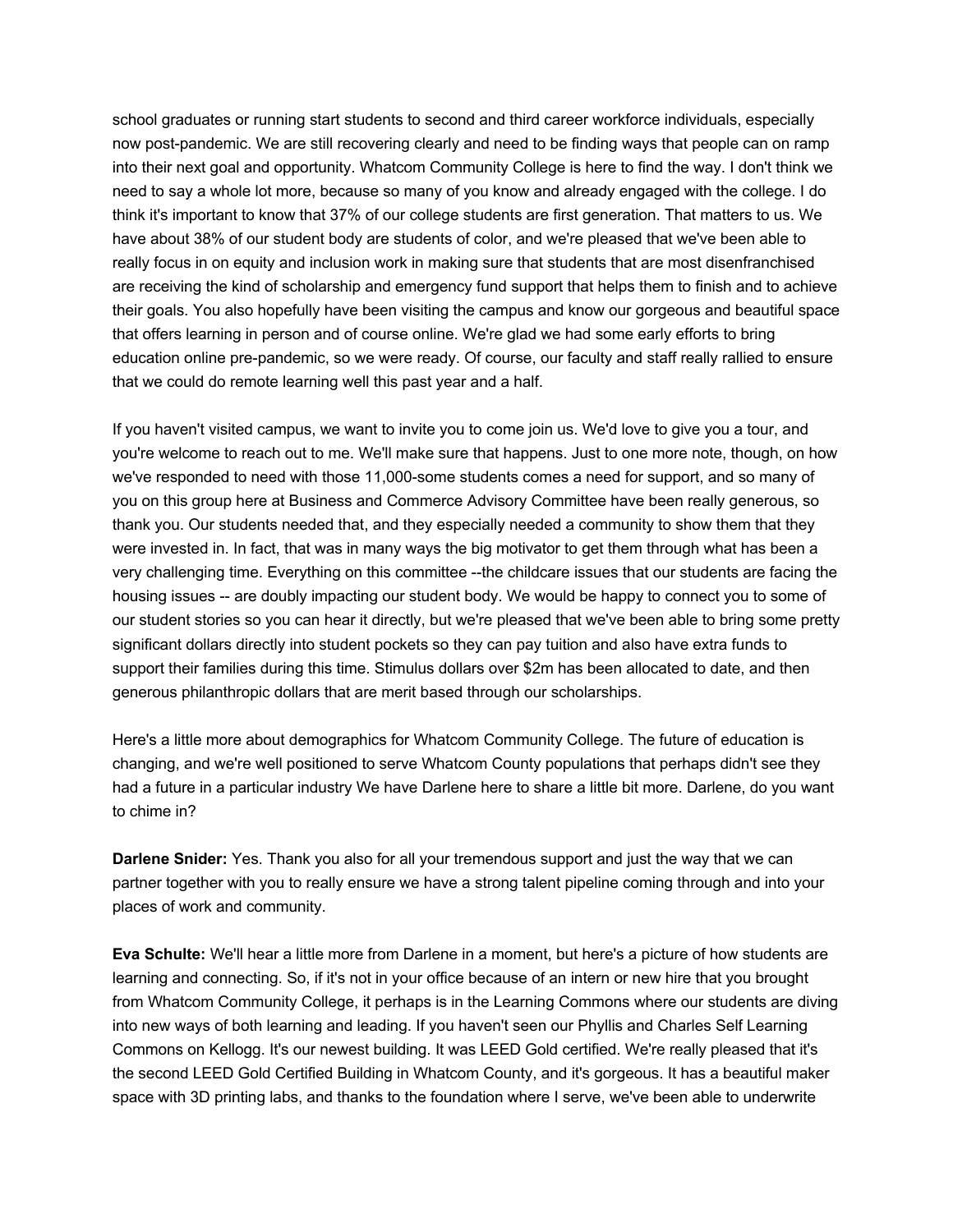school graduates or running start students to second and third career workforce individuals, especially now post-pandemic. We are still recovering clearly and need to be finding ways that people can on ramp into their next goal and opportunity. Whatcom Community College is here to find the way. I don't think we need to say a whole lot more, because so many of you know and already engaged with the college. I do think it's important to know that 37% of our college students are first generation. That matters to us. We have about 38% of our student body are students of color, and we're pleased that we've been able to really focus in on equity and inclusion work in making sure that students that are most disenfranchised are receiving the kind of scholarship and emergency fund support that helps them to finish and to achieve their goals. You also hopefully have been visiting the campus and know our gorgeous and beautiful space that offers learning in person and of course online. We're glad we had some early efforts to bring education online pre-pandemic, so we were ready. Of course, our faculty and staff really rallied to ensure that we could do remote learning well this past year and a half.

If you haven't visited campus, we want to invite you to come join us. We'd love to give you a tour, and you're welcome to reach out to me. We'll make sure that happens. Just to one more note, though, on how we've responded to need with those 11,000-some students comes a need for support, and so many of you on this group here at Business and Commerce Advisory Committee have been really generous, so thank you. Our students needed that, and they especially needed a community to show them that they were invested in. In fact, that was in many ways the big motivator to get them through what has been a very challenging time. Everything on this committee --the childcare issues that our students are facing the housing issues -- are doubly impacting our student body. We would be happy to connect you to some of our student stories so you can hear it directly, but we're pleased that we've been able to bring some pretty significant dollars directly into student pockets so they can pay tuition and also have extra funds to support their families during this time. Stimulus dollars over $2m has been allocated to date, and then generous philanthropic dollars that are merit based through our scholarships.

Here's a little more about demographics for Whatcom Community College. The future of education is changing, and we're well positioned to serve Whatcom County populations that perhaps didn't see they had a future in a particular industry We have Darlene here to share a little bit more. Darlene, do you want to chime in?

**Darlene Snider:** Yes. Thank you also for all your tremendous support and just the way that we can partner together with you to really ensure we have a strong talent pipeline coming through and into your places of work and community.

**Eva Schulte:** We'll hear a little more from Darlene in a moment, but here's a picture of how students are learning and connecting. So, if it's not in your office because of an intern or new hire that you brought from Whatcom Community College, it perhaps is in the Learning Commons where our students are diving into new ways of both learning and leading. If you haven't seen our Phyllis and Charles Self Learning Commons on Kellogg. It's our newest building. It was LEED Gold certified. We're really pleased that it's the second LEED Gold Certified Building in Whatcom County, and it's gorgeous. It has a beautiful maker space with 3D printing labs, and thanks to the foundation where I serve, we've been able to underwrite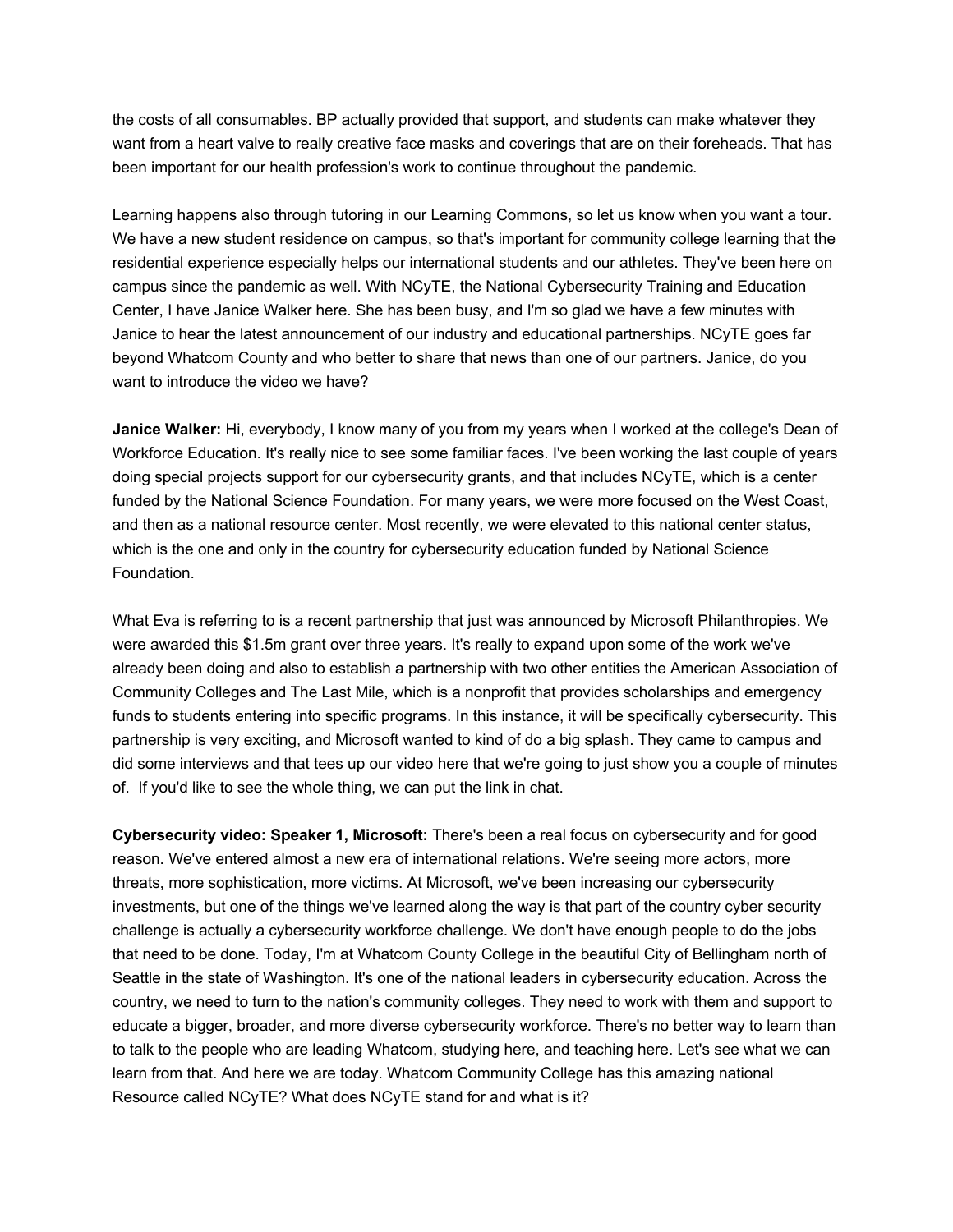the costs of all consumables. BP actually provided that support, and students can make whatever they want from a heart valve to really creative face masks and coverings that are on their foreheads. That has been important for our health profession's work to continue throughout the pandemic.

Learning happens also through tutoring in our Learning Commons, so let us know when you want a tour. We have a new student residence on campus, so that's important for community college learning that the residential experience especially helps our international students and our athletes. They've been here on campus since the pandemic as well. With NCyTE, the National Cybersecurity Training and Education Center, I have Janice Walker here. She has been busy, and I'm so glad we have a few minutes with Janice to hear the latest announcement of our industry and educational partnerships. NCyTE goes far beyond Whatcom County and who better to share that news than one of our partners. Janice, do you want to introduce the video we have?

**Janice Walker:** Hi, everybody, I know many of you from my years when I worked at the college's Dean of Workforce Education. It's really nice to see some familiar faces. I've been working the last couple of years doing special projects support for our cybersecurity grants, and that includes NCyTE, which is a center funded by the National Science Foundation. For many years, we were more focused on the West Coast, and then as a national resource center. Most recently, we were elevated to this national center status, which is the one and only in the country for cybersecurity education funded by National Science Foundation.

What Eva is referring to is a recent partnership that just was announced by Microsoft Philanthropies. We were awarded this $1.5m grant over three years. It's really to expand upon some of the work we've already been doing and also to establish a partnership with two other entities the American Association of Community Colleges and The Last Mile, which is a nonprofit that provides scholarships and emergency funds to students entering into specific programs. In this instance, it will be specifically cybersecurity. This partnership is very exciting, and Microsoft wanted to kind of do a big splash. They came to campus and did some interviews and that tees up our video here that we're going to just show you a couple of minutes of. If you'd like to see the whole thing, we can put the link in chat.

**Cybersecurity video: Speaker 1, Microsoft:** There's been a real focus on cybersecurity and for good reason. We've entered almost a new era of international relations. We're seeing more actors, more threats, more sophistication, more victims. At Microsoft, we've been increasing our cybersecurity investments, but one of the things we've learned along the way is that part of the country cyber security challenge is actually a cybersecurity workforce challenge. We don't have enough people to do the jobs that need to be done. Today, I'm at Whatcom County College in the beautiful City of Bellingham north of Seattle in the state of Washington. It's one of the national leaders in cybersecurity education. Across the country, we need to turn to the nation's community colleges. They need to work with them and support to educate a bigger, broader, and more diverse cybersecurity workforce. There's no better way to learn than to talk to the people who are leading Whatcom, studying here, and teaching here. Let's see what we can learn from that. And here we are today. Whatcom Community College has this amazing national Resource called NCyTE? What does NCyTE stand for and what is it?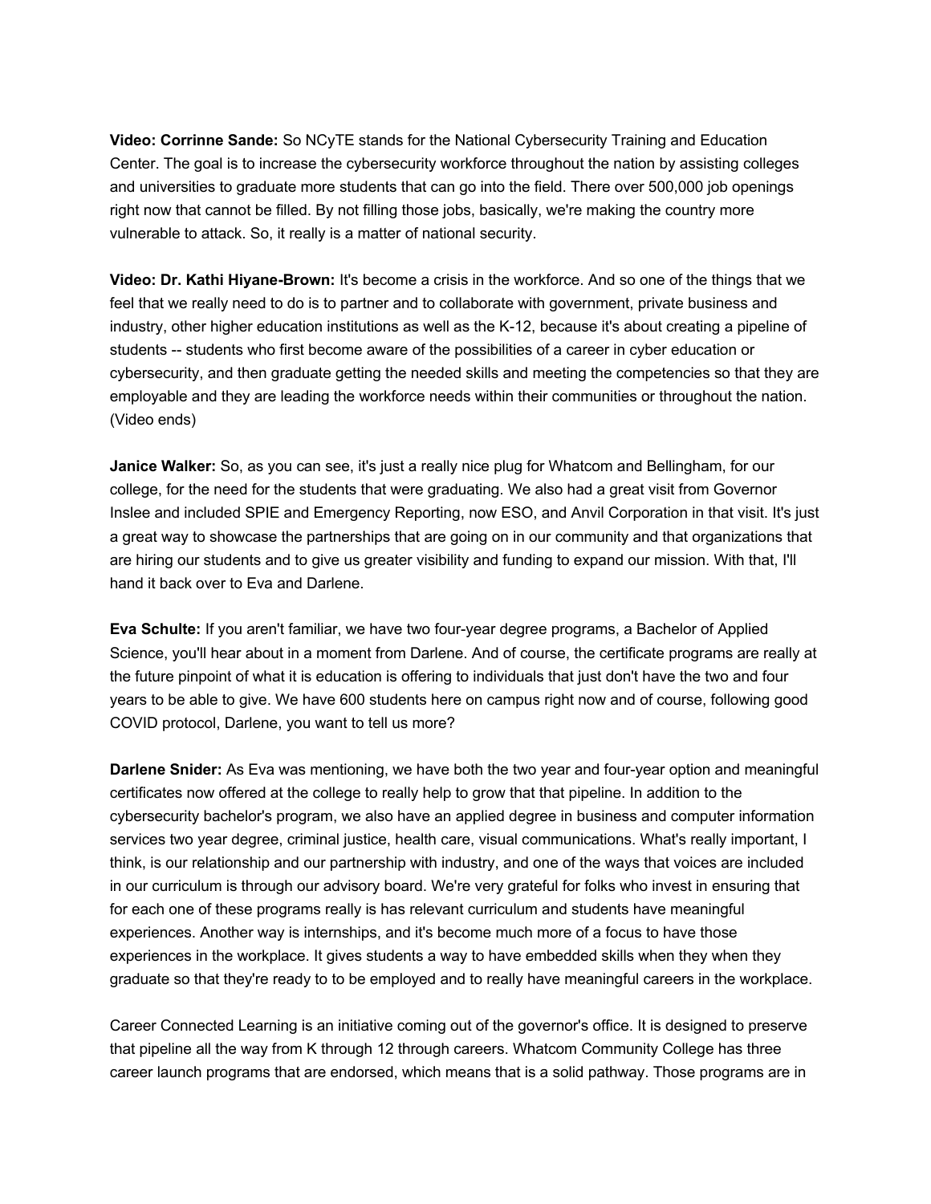**Video: Corrinne Sande:** So NCyTE stands for the National Cybersecurity Training and Education Center. The goal is to increase the cybersecurity workforce throughout the nation by assisting colleges and universities to graduate more students that can go into the field. There over 500,000 job openings right now that cannot be filled. By not filling those jobs, basically, we're making the country more vulnerable to attack. So, it really is a matter of national security.

**Video: Dr. Kathi Hiyane-Brown:** It's become a crisis in the workforce. And so one of the things that we feel that we really need to do is to partner and to collaborate with government, private business and industry, other higher education institutions as well as the K-12, because it's about creating a pipeline of students -- students who first become aware of the possibilities of a career in cyber education or cybersecurity, and then graduate getting the needed skills and meeting the competencies so that they are employable and they are leading the workforce needs within their communities or throughout the nation. (Video ends)

**Janice Walker:** So, as you can see, it's just a really nice plug for Whatcom and Bellingham, for our college, for the need for the students that were graduating. We also had a great visit from Governor Inslee and included SPIE and Emergency Reporting, now ESO, and Anvil Corporation in that visit. It's just a great way to showcase the partnerships that are going on in our community and that organizations that are hiring our students and to give us greater visibility and funding to expand our mission. With that, I'll hand it back over to Eva and Darlene.

**Eva Schulte:** If you aren't familiar, we have two four-year degree programs, a Bachelor of Applied Science, you'll hear about in a moment from Darlene. And of course, the certificate programs are really at the future pinpoint of what it is education is offering to individuals that just don't have the two and four years to be able to give. We have 600 students here on campus right now and of course, following good COVID protocol, Darlene, you want to tell us more?

**Darlene Snider:** As Eva was mentioning, we have both the two year and four-year option and meaningful certificates now offered at the college to really help to grow that that pipeline. In addition to the cybersecurity bachelor's program, we also have an applied degree in business and computer information services two year degree, criminal justice, health care, visual communications. What's really important, I think, is our relationship and our partnership with industry, and one of the ways that voices are included in our curriculum is through our advisory board. We're very grateful for folks who invest in ensuring that for each one of these programs really is has relevant curriculum and students have meaningful experiences. Another way is internships, and it's become much more of a focus to have those experiences in the workplace. It gives students a way to have embedded skills when they when they graduate so that they're ready to to be employed and to really have meaningful careers in the workplace.

Career Connected Learning is an initiative coming out of the governor's office. It is designed to preserve that pipeline all the way from K through 12 through careers. Whatcom Community College has three career launch programs that are endorsed, which means that is a solid pathway. Those programs are in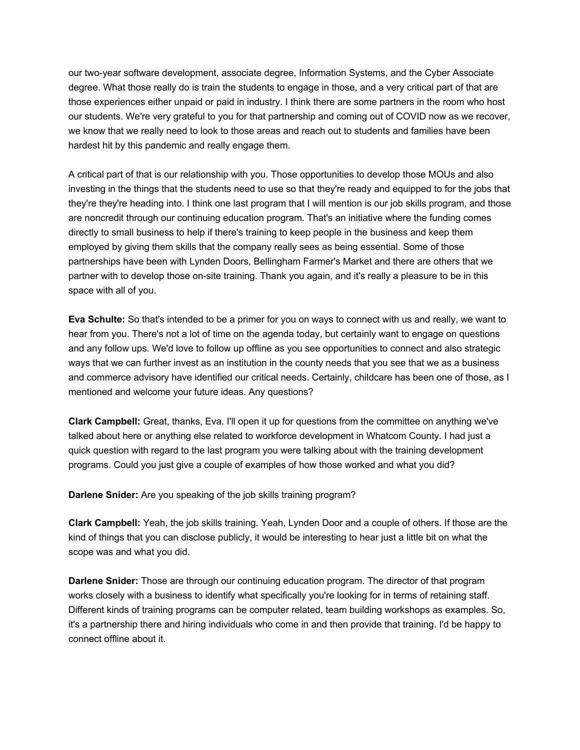our two-year software development, associate degree, Information Systems, and the Cyber Associate degree. What those really do is train the students to engage in those, and a very critical part of that are those experiences either unpaid or paid in industry. I think there are some partners in the room who host our students. We're very grateful to you for that partnership and coming out of COVID now as we recover, we know that we really need to look to those areas and reach out to students and families have been hardest hit by this pandemic and really engage them.

A critical part of that is our relationship with you. Those opportunities to develop those MOUs and also investing in the things that the students need to use so that they're ready and equipped to for the jobs that they're they're heading into. I think one last program that I will mention is our job skills program, and those are noncredit through our continuing education program. That's an initiative where the funding comes directly to small business to help if there's training to keep people in the business and keep them employed by giving them skills that the company really sees as being essential. Some of those partnerships have been with Lynden Doors, Bellingham Farmer's Market and there are others that we partner with to develop those on-site training. Thank you again, and it's really a pleasure to be in this space with all of you.

**Eva Schulte:** So that's intended to be a primer for you on ways to connect with us and really, we want to hear from you. There's not a lot of time on the agenda today, but certainly want to engage on questions and any follow ups. We'd love to follow up offline as you see opportunities to connect and also strategic ways that we can further invest as an institution in the county needs that you see that we as a business and commerce advisory have identified our critical needs. Certainly, childcare has been one of those, as I mentioned and welcome your future ideas. Any questions?

**Clark Campbell:** Great, thanks, Eva. I'll open it up for questions from the committee on anything we've talked about here or anything else related to workforce development in Whatcom County. I had just a quick question with regard to the last program you were talking about with the training development programs. Could you just give a couple of examples of how those worked and what you did?

**Darlene Snider:** Are you speaking of the job skills training program?

**Clark Campbell:** Yeah, the job skills training. Yeah, Lynden Door and a couple of others. If those are the kind of things that you can disclose publicly, it would be interesting to hear just a little bit on what the scope was and what you did.

**Darlene Snider:** Those are through our continuing education program. The director of that program works closely with a business to identify what specifically you're looking for in terms of retaining staff. Different kinds of training programs can be computer related, team building workshops as examples. So, it's a partnership there and hiring individuals who come in and then provide that training. I'd be happy to connect offline about it.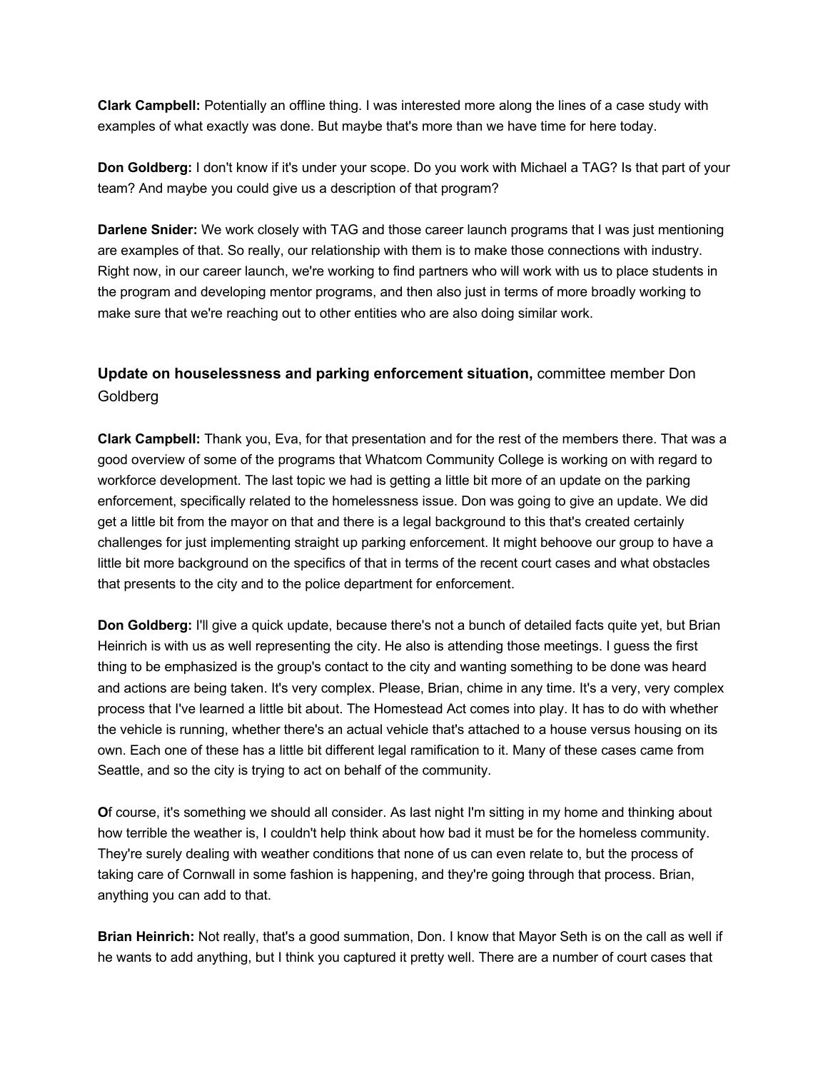**Clark Campbell:** Potentially an offline thing. I was interested more along the lines of a case study with examples of what exactly was done. But maybe that's more than we have time for here today.

**Don Goldberg:** I don't know if it's under your scope. Do you work with Michael a TAG? Is that part of your team? And maybe you could give us a description of that program?

**Darlene Snider:** We work closely with TAG and those career launch programs that I was just mentioning are examples of that. So really, our relationship with them is to make those connections with industry. Right now, in our career launch, we're working to find partners who will work with us to place students in the program and developing mentor programs, and then also just in terms of more broadly working to make sure that we're reaching out to other entities who are also doing similar work.

### **Update on houselessness and parking enforcement situation,** committee member Don Goldberg

**Clark Campbell:** Thank you, Eva, for that presentation and for the rest of the members there. That was a good overview of some of the programs that Whatcom Community College is working on with regard to workforce development. The last topic we had is getting a little bit more of an update on the parking enforcement, specifically related to the homelessness issue. Don was going to give an update. We did get a little bit from the mayor on that and there is a legal background to this that's created certainly challenges for just implementing straight up parking enforcement. It might behoove our group to have a little bit more background on the specifics of that in terms of the recent court cases and what obstacles that presents to the city and to the police department for enforcement.

**Don Goldberg:** I'll give a quick update, because there's not a bunch of detailed facts quite yet, but Brian Heinrich is with us as well representing the city. He also is attending those meetings. I guess the first thing to be emphasized is the group's contact to the city and wanting something to be done was heard and actions are being taken. It's very complex. Please, Brian, chime in any time. It's a very, very complex process that I've learned a little bit about. The Homestead Act comes into play. It has to do with whether the vehicle is running, whether there's an actual vehicle that's attached to a house versus housing on its own. Each one of these has a little bit different legal ramification to it. Many of these cases came from Seattle, and so the city is trying to act on behalf of the community.

Of course, it's something we should all consider. As last night I'm sitting in my home and thinking about how terrible the weather is, I couldn't help think about how bad it must be for the homeless community. They're surely dealing with weather conditions that none of us can even relate to, but the process of taking care of Cornwall in some fashion is happening, and they're going through that process. Brian, anything you can add to that.

**Brian Heinrich:** Not really, that's a good summation, Don. I know that Mayor Seth is on the call as well if he wants to add anything, but I think you captured it pretty well. There are a number of court cases that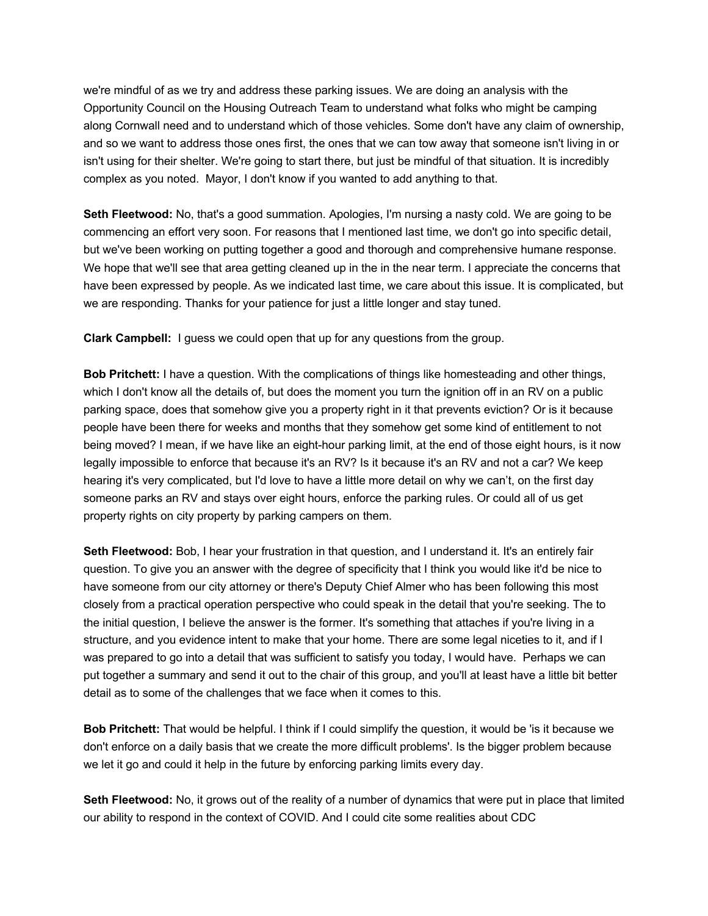we're mindful of as we try and address these parking issues. We are doing an analysis with the Opportunity Council on the Housing Outreach Team to understand what folks who might be camping along Cornwall need and to understand which of those vehicles. Some don't have any claim of ownership, and so we want to address those ones first, the ones that we can tow away that someone isn't living in or isn't using for their shelter. We're going to start there, but just be mindful of that situation. It is incredibly complex as you noted. Mayor, I don't know if you wanted to add anything to that.

**Seth Fleetwood:** No, that's a good summation. Apologies, I'm nursing a nasty cold. We are going to be commencing an effort very soon. For reasons that I mentioned last time, we don't go into specific detail, but we've been working on putting together a good and thorough and comprehensive humane response. We hope that we'll see that area getting cleaned up in the in the near term. I appreciate the concerns that have been expressed by people. As we indicated last time, we care about this issue. It is complicated, but we are responding. Thanks for your patience for just a little longer and stay tuned.

**Clark Campbell:** I guess we could open that up for any questions from the group.

**Bob Pritchett:** I have a question. With the complications of things like homesteading and other things, which I don't know all the details of, but does the moment you turn the ignition off in an RV on a public parking space, does that somehow give you a property right in it that prevents eviction? Or is it because people have been there for weeks and months that they somehow get some kind of entitlement to not being moved? I mean, if we have like an eight-hour parking limit, at the end of those eight hours, is it now legally impossible to enforce that because it's an RV? Is it because it's an RV and not a car? We keep hearing it's very complicated, but I'd love to have a little more detail on why we can't, on the first day someone parks an RV and stays over eight hours, enforce the parking rules. Or could all of us get property rights on city property by parking campers on them.

**Seth Fleetwood:** Bob, I hear your frustration in that question, and I understand it. It's an entirely fair question. To give you an answer with the degree of specificity that I think you would like it'd be nice to have someone from our city attorney or there's Deputy Chief Almer who has been following this most closely from a practical operation perspective who could speak in the detail that you're seeking. The to the initial question, I believe the answer is the former. It's something that attaches if you're living in a structure, and you evidence intent to make that your home. There are some legal niceties to it, and if I was prepared to go into a detail that was sufficient to satisfy you today, I would have. Perhaps we can put together a summary and send it out to the chair of this group, and you'll at least have a little bit better detail as to some of the challenges that we face when it comes to this.

**Bob Pritchett:** That would be helpful. I think if I could simplify the question, it would be 'is it because we don't enforce on a daily basis that we create the more difficult problems'. Is the bigger problem because we let it go and could it help in the future by enforcing parking limits every day.

**Seth Fleetwood:** No, it grows out of the reality of a number of dynamics that were put in place that limited our ability to respond in the context of COVID. And I could cite some realities about CDC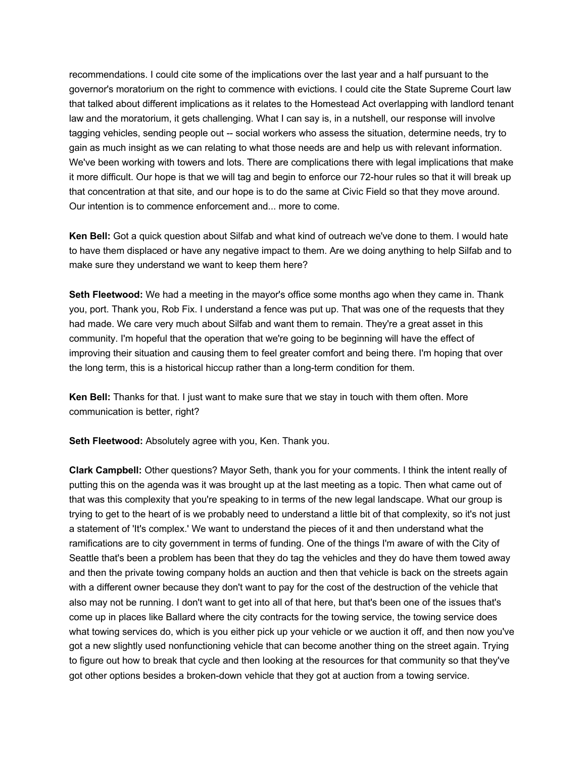recommendations. I could cite some of the implications over the last year and a half pursuant to the governor's moratorium on the right to commence with evictions. I could cite the State Supreme Court law that talked about different implications as it relates to the Homestead Act overlapping with landlord tenant law and the moratorium, it gets challenging. What I can say is, in a nutshell, our response will involve tagging vehicles, sending people out -- social workers who assess the situation, determine needs, try to gain as much insight as we can relating to what those needs are and help us with relevant information. We've been working with towers and lots. There are complications there with legal implications that make it more difficult. Our hope is that we will tag and begin to enforce our 72-hour rules so that it will break up that concentration at that site, and our hope is to do the same at Civic Field so that they move around. Our intention is to commence enforcement and... more to come.

**Ken Bell:** Got a quick question about Silfab and what kind of outreach we've done to them. I would hate to have them displaced or have any negative impact to them. Are we doing anything to help Silfab and to make sure they understand we want to keep them here?

**Seth Fleetwood:** We had a meeting in the mayor's office some months ago when they came in. Thank you, port. Thank you, Rob Fix. I understand a fence was put up. That was one of the requests that they had made. We care very much about Silfab and want them to remain. They're a great asset in this community. I'm hopeful that the operation that we're going to be beginning will have the effect of improving their situation and causing them to feel greater comfort and being there. I'm hoping that over the long term, this is a historical hiccup rather than a long-term condition for them.

**Ken Bell:** Thanks for that. I just want to make sure that we stay in touch with them often. More communication is better, right?

**Seth Fleetwood:** Absolutely agree with you, Ken. Thank you.

**Clark Campbell:** Other questions? Mayor Seth, thank you for your comments. I think the intent really of putting this on the agenda was it was brought up at the last meeting as a topic. Then what came out of that was this complexity that you're speaking to in terms of the new legal landscape. What our group is trying to get to the heart of is we probably need to understand a little bit of that complexity, so it's not just a statement of 'It's complex.' We want to understand the pieces of it and then understand what the ramifications are to city government in terms of funding. One of the things I'm aware of with the City of Seattle that's been a problem has been that they do tag the vehicles and they do have them towed away and then the private towing company holds an auction and then that vehicle is back on the streets again with a different owner because they don't want to pay for the cost of the destruction of the vehicle that also may not be running. I don't want to get into all of that here, but that's been one of the issues that's come up in places like Ballard where the city contracts for the towing service, the towing service does what towing services do, which is you either pick up your vehicle or we auction it off, and then now you've got a new slightly used nonfunctioning vehicle that can become another thing on the street again. Trying to figure out how to break that cycle and then looking at the resources for that community so that they've got other options besides a broken-down vehicle that they got at auction from a towing service.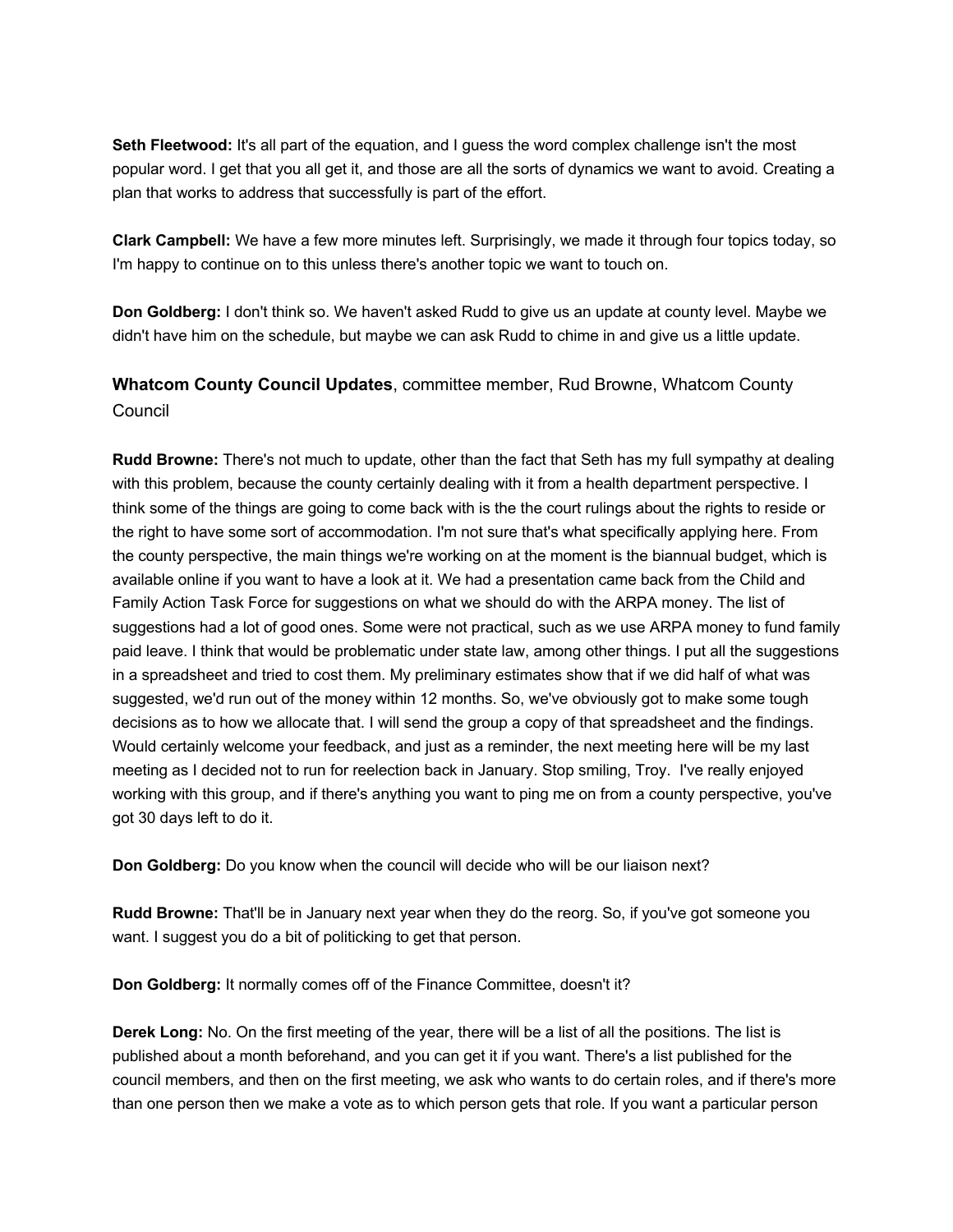**Seth Fleetwood:** It's all part of the equation, and I guess the word complex challenge isn't the most popular word. I get that you all get it, and those are all the sorts of dynamics we want to avoid. Creating a plan that works to address that successfully is part of the effort.

**Clark Campbell:** We have a few more minutes left. Surprisingly, we made it through four topics today, so I'm happy to continue on to this unless there's another topic we want to touch on.

**Don Goldberg:** I don't think so. We haven't asked Rudd to give us an update at county level. Maybe we didn't have him on the schedule, but maybe we can ask Rudd to chime in and give us a little update.

**Whatcom County Council Updates**, committee member, Rud Browne, Whatcom County Council

**Rudd Browne:** There's not much to update, other than the fact that Seth has my full sympathy at dealing with this problem, because the county certainly dealing with it from a health department perspective. I think some of the things are going to come back with is the the court rulings about the rights to reside or the right to have some sort of accommodation. I'm not sure that's what specifically applying here. From the county perspective, the main things we're working on at the moment is the biannual budget, which is available online if you want to have a look at it. We had a presentation came back from the Child and Family Action Task Force for suggestions on what we should do with the ARPA money. The list of suggestions had a lot of good ones. Some were not practical, such as we use ARPA money to fund family paid leave. I think that would be problematic under state law, among other things. I put all the suggestions in a spreadsheet and tried to cost them. My preliminary estimates show that if we did half of what was suggested, we'd run out of the money within 12 months. So, we've obviously got to make some tough decisions as to how we allocate that. I will send the group a copy of that spreadsheet and the findings. Would certainly welcome your feedback, and just as a reminder, the next meeting here will be my last meeting as I decided not to run for reelection back in January. Stop smiling, Troy. I've really enjoyed working with this group, and if there's anything you want to ping me on from a county perspective, you've got 30 days left to do it.

**Don Goldberg:** Do you know when the council will decide who will be our liaison next?

**Rudd Browne:** That'll be in January next year when they do the reorg. So, if you've got someone you want. I suggest you do a bit of politicking to get that person.

**Don Goldberg:** It normally comes off of the Finance Committee, doesn't it?

**Derek Long:** No. On the first meeting of the year, there will be a list of all the positions. The list is published about a month beforehand, and you can get it if you want. There's a list published for the council members, and then on the first meeting, we ask who wants to do certain roles, and if there's more than one person then we make a vote as to which person gets that role. If you want a particular person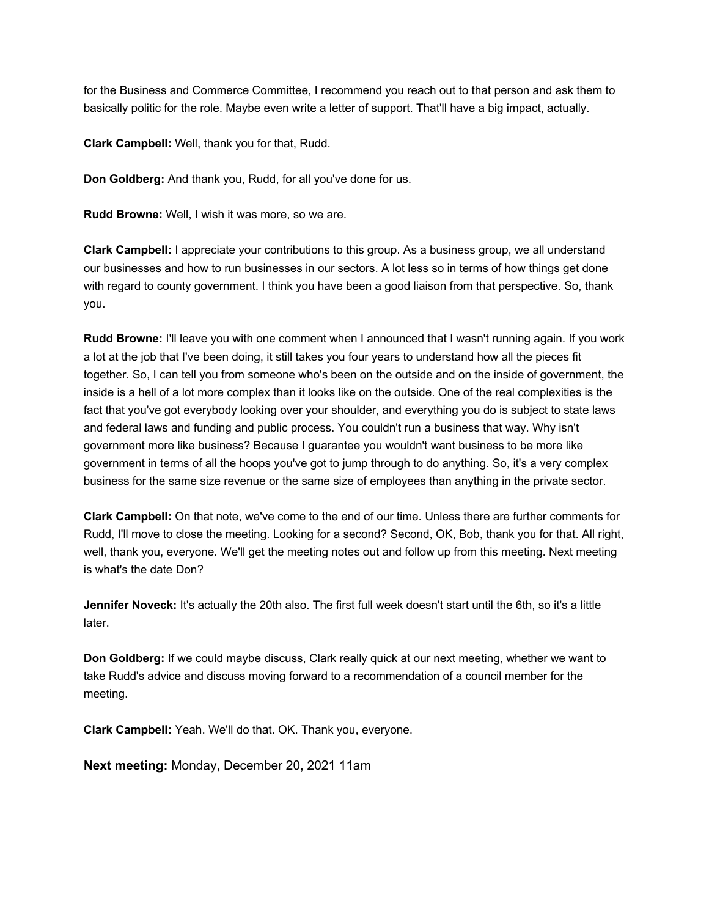for the Business and Commerce Committee, I recommend you reach out to that person and ask them to basically politic for the role. Maybe even write a letter of support. That'll have a big impact, actually.

**Clark Campbell:** Well, thank you for that, Rudd.

**Don Goldberg:** And thank you, Rudd, for all you've done for us.

**Rudd Browne:** Well, I wish it was more, so we are.

**Clark Campbell:** I appreciate your contributions to this group. As a business group, we all understand our businesses and how to run businesses in our sectors. A lot less so in terms of how things get done with regard to county government. I think you have been a good liaison from that perspective. So, thank you.

**Rudd Browne:** I'll leave you with one comment when I announced that I wasn't running again. If you work a lot at the job that I've been doing, it still takes you four years to understand how all the pieces fit together. So, I can tell you from someone who's been on the outside and on the inside of government, the inside is a hell of a lot more complex than it looks like on the outside. One of the real complexities is the fact that you've got everybody looking over your shoulder, and everything you do is subject to state laws and federal laws and funding and public process. You couldn't run a business that way. Why isn't government more like business? Because I guarantee you wouldn't want business to be more like government in terms of all the hoops you've got to jump through to do anything. So, it's a very complex business for the same size revenue or the same size of employees than anything in the private sector.

**Clark Campbell:** On that note, we've come to the end of our time. Unless there are further comments for Rudd, I'll move to close the meeting. Looking for a second? Second, OK, Bob, thank you for that. All right, well, thank you, everyone. We'll get the meeting notes out and follow up from this meeting. Next meeting is what's the date Don?

**Jennifer Noveck:** It's actually the 20th also. The first full week doesn't start until the 6th, so it's a little later.

**Don Goldberg:** If we could maybe discuss, Clark really quick at our next meeting, whether we want to take Rudd's advice and discuss moving forward to a recommendation of a council member for the meeting.

**Clark Campbell:** Yeah. We'll do that. OK. Thank you, everyone.

**Next meeting:** Monday, December 20, 2021 11am